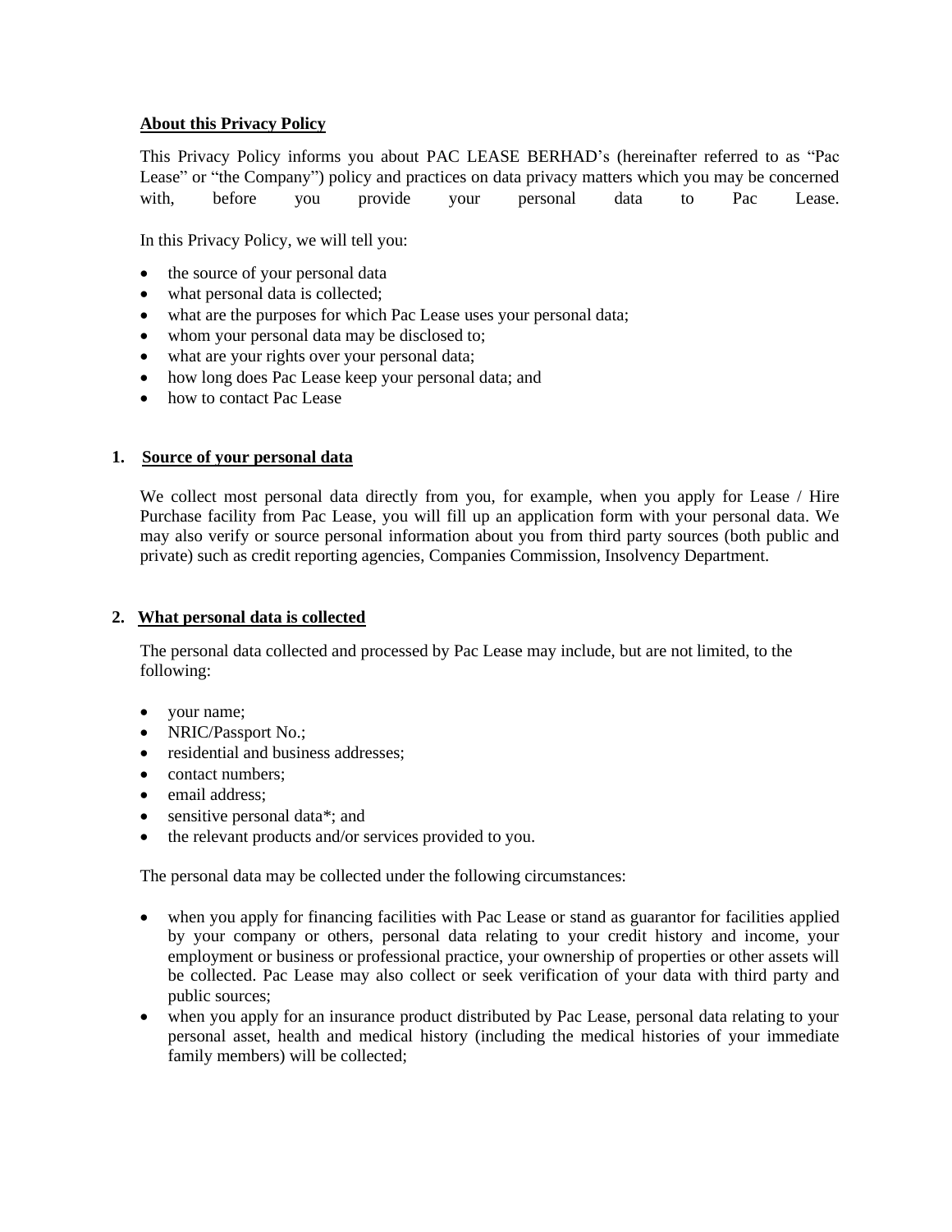## About this Privacy Policy

This Privacy Policy informs you about PAC LEASE BERHAD's (hereinafter referred to as "Pac Lease" or "the Company") policy and practices on data privacy matters which you may be concerned with, before you provide your personal data to Pac Lease.

In this Privacy Policy, we will tell you:

- the source of your personal data
- what personal data is collected;
- what are the purposes for which Pac Lease uses your personal data;
- whom your personal data may be disclosed to;
- what are your rights over your personal data;
- how long does Pac Lease keep your personal data; and
- how to contact Pac Lease

## 1. Source of your personal data

We collect most personal data directly from you, for example, when you apply for Lease / Hire Purchase facility from Pac Lease, you will fill up an application form with your personal data. We may also verify or source personal information about you from third party sources (both public and private) such as credit reporting agencies, Companies Commission, Insolvency Department.

## 2. What personal data is collected

The personal data collected and processed by Pac Lease may include, but are not limited, to the following:

- your name;
- NRIC/Passport No.;
- residential and business addresses;
- contact numbers;
- email address;
- sensitive personal data*; and
- the relevant products and/or services provided to you.

The personal data may be collected under the following circumstances:

- when you apply for financing facilities with Pac Lease or stand as guarantor for facilities applied by your company or others, personal data relating to your credit history and income, your employment or business or professional practice, your ownership of properties or other assets will be collected. Pac Lease may also collect or seek verification of your data with third party and public sources;
- when you apply for an insurance product distributed by Pac Lease, personal data relating to your personal asset, health and medical history (including the medical histories of your immediate family members) will be collected;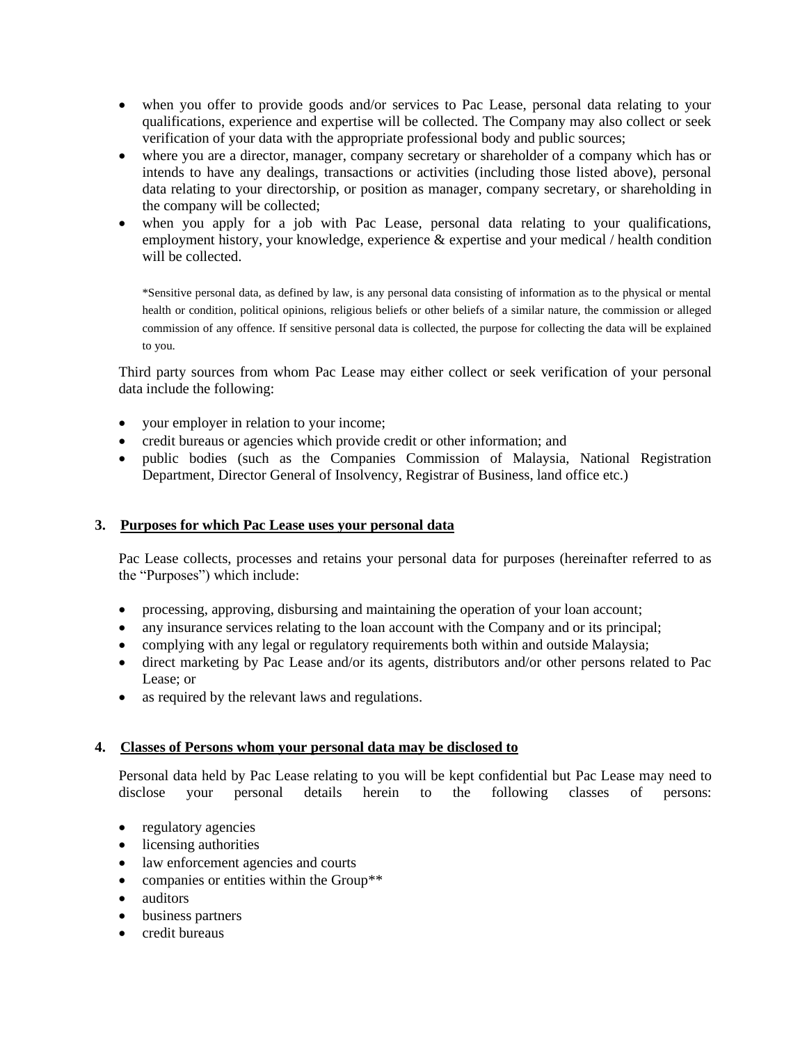- when you offer to provide goods and/or services to Pac Lease, personal data relating to your qualifications, experience and expertise will be collected. The Company may also collect or seek verification of your data with the appropriate professional body and public sources;
- where you are a director, manager, company secretary or shareholder of a company which has or intends to have any dealings, transactions or activities (including those listed above), personal data relating to your directorship, or position as manager, company secretary, or shareholding in the company will be collected;
- when you apply for a job with Pac Lease, personal data relating to your qualifications, employment history, your knowledge, experience & expertise and your medical / health condition will be collected.

*Sensitive personal data, as defined by law, is any personal data consisting of information as to the physical or mental health or condition, political opinions, religious beliefs or other beliefs of a similar nature, the commission or alleged commission of any offence. If sensitive personal data is collected, the purpose for collecting the data will be explained to you.

Third party sources from whom Pac Lease may either collect or seek verification of your personal data include the following:

- your employer in relation to your income;
- credit bureaus or agencies which provide credit or other information; and
- public bodies (such as the Companies Commission of Malaysia, National Registration Department, Director General of Insolvency, Registrar of Business, land office etc.)

## 3. Purposes for which Pac Lease uses your personal data

Pac Lease collects, processes and retains your personal data for purposes (hereinafter referred to as the "Purposes") which include:

- processing, approving, disbursing and maintaining the operation of your loan account;
- any insurance services relating to the loan account with the Company and or its principal;
- complying with any legal or regulatory requirements both within and outside Malaysia;
- direct marketing by Pac Lease and/or its agents, distributors and/or other persons related to Pac Lease; or
- as required by the relevant laws and regulations.

## 4. Classes of Persons whom your personal data may be disclosed to

Personal data held by Pac Lease relating to you will be kept confidential but Pac Lease may need to disclose your personal details herein to the following classes of persons:

- regulatory agencies
- licensing authorities
- law enforcement agencies and courts
- companies or entities within the Group**
- auditors
- business partners
- credit bureaus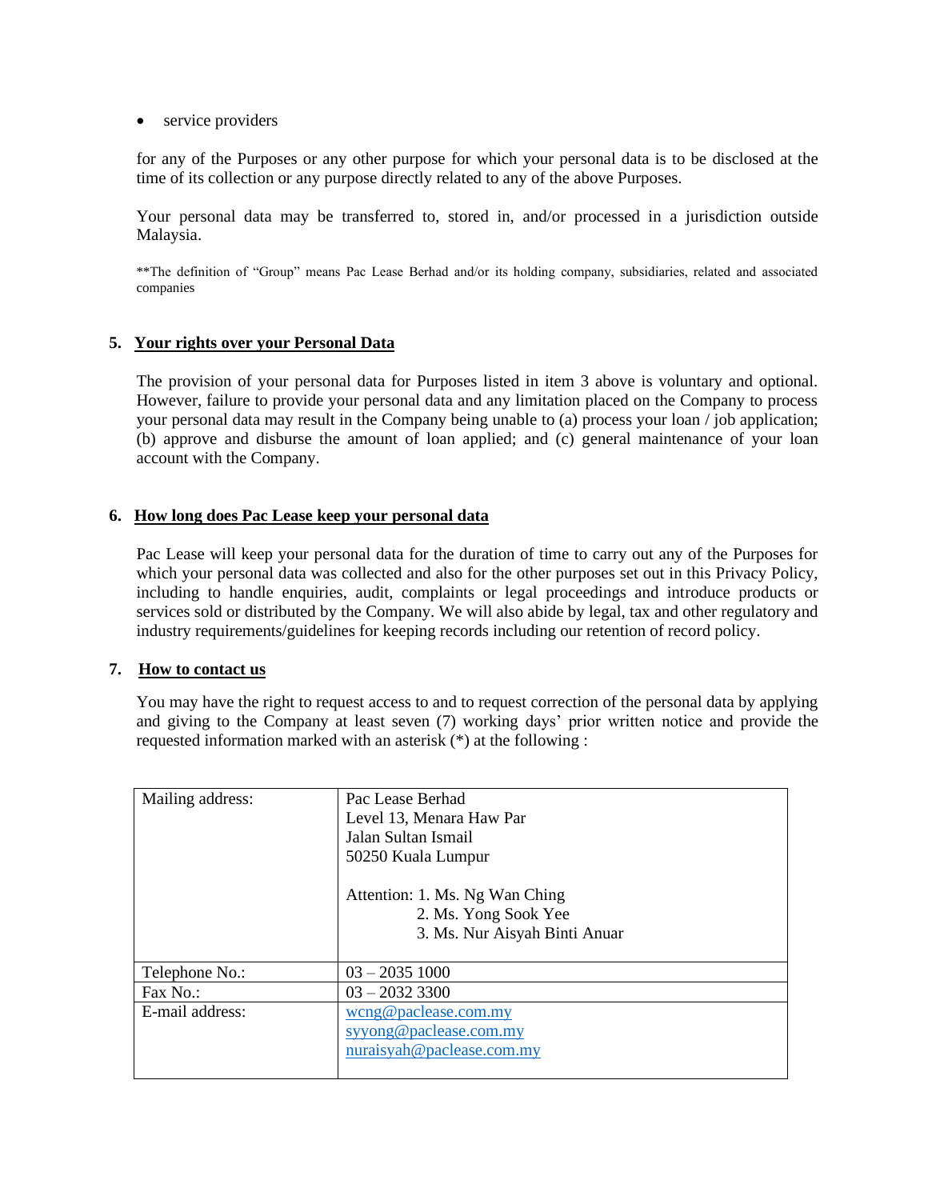- service providers

for any of the Purposes or any other purpose for which your personal data is to be disclosed at the time of its collection or any purpose directly related to any of the above Purposes.

Your personal data may be transferred to, stored in, and/or processed in a jurisdiction outside Malaysia.

**The definition of "Group" means Pac Lease Berhad and/or its holding company, subsidiaries, related and associated companies

## 5. Your rights over your Personal Data

The provision of your personal data for Purposes listed in item 3 above is voluntary and optional. However, failure to provide your personal data and any limitation placed on the Company to process your personal data may result in the Company being unable to (a) process your loan / job application; (b) approve and disburse the amount of loan applied; and (c) general maintenance of your loan account with the Company.

## 6. How long does Pac Lease keep your personal data

Pac Lease will keep your personal data for the duration of time to carry out any of the Purposes for which your personal data was collected and also for the other purposes set out in this Privacy Policy, including to handle enquiries, audit, complaints or legal proceedings and introduce products or services sold or distributed by the Company. We will also abide by legal, tax and other regulatory and industry requirements/guidelines for keeping records including our retention of record policy.

## 7. How to contact us

You may have the right to request access to and to request correction of the personal data by applying and giving to the Company at least seven (7) working days' prior written notice and provide the requested information marked with an asterisk (*) at the following :

| | |
|---|---|
| Mailing address: | Pac Lease Berhad<br>Level 13, Menara Haw Par<br>Jalan Sultan Ismail<br>50250 Kuala Lumpur<br><br>Attention: 1. Ms. Ng Wan Ching<br>2. Ms. Yong Sook Yee<br>3. Ms. Nur Aisyah Binti Anuar |
| Telephone No.: | 03 – 2035 1000 |
| Fax No.: | 03 – 2032 3300 |
| E-mail address: | wcng@paclease.com.my<br>syyong@paclease.com.my<br>nuraisyah@paclease.com.my |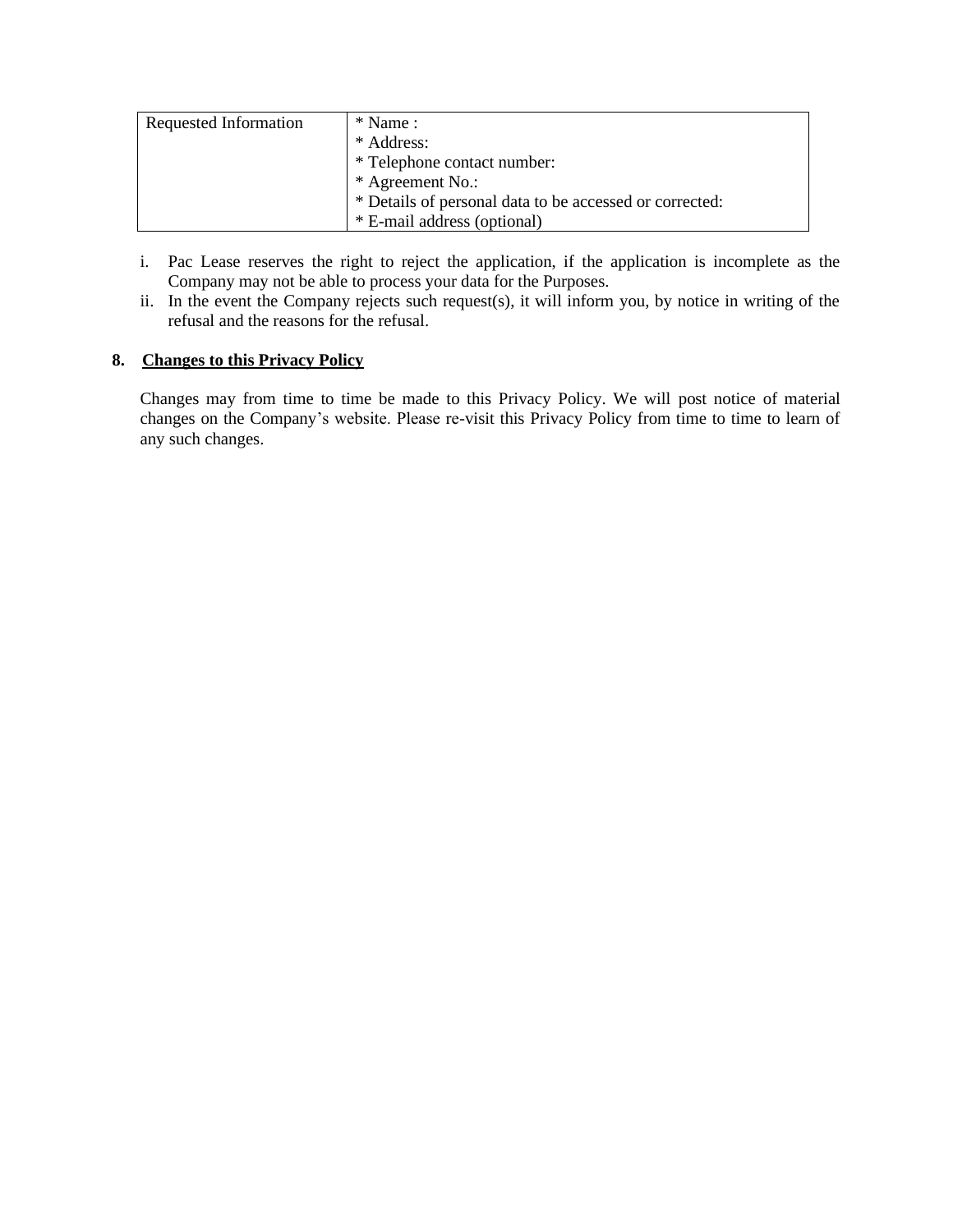| | |
|---|---|
| Requested Information | * Name :<br>* Address:<br>* Telephone contact number:<br>* Agreement No.:<br>* Details of personal data to be accessed or corrected:<br>* E-mail address (optional) |

i. Pac Lease reserves the right to reject the application, if the application is incomplete as the Company may not be able to process your data for the Purposes.
ii. In the event the Company rejects such request(s), it will inform you, by notice in writing of the refusal and the reasons for the refusal.

## 8. Changes to this Privacy Policy

Changes may from time to time be made to this Privacy Policy. We will post notice of material changes on the Company's website. Please re-visit this Privacy Policy from time to time to learn of any such changes.